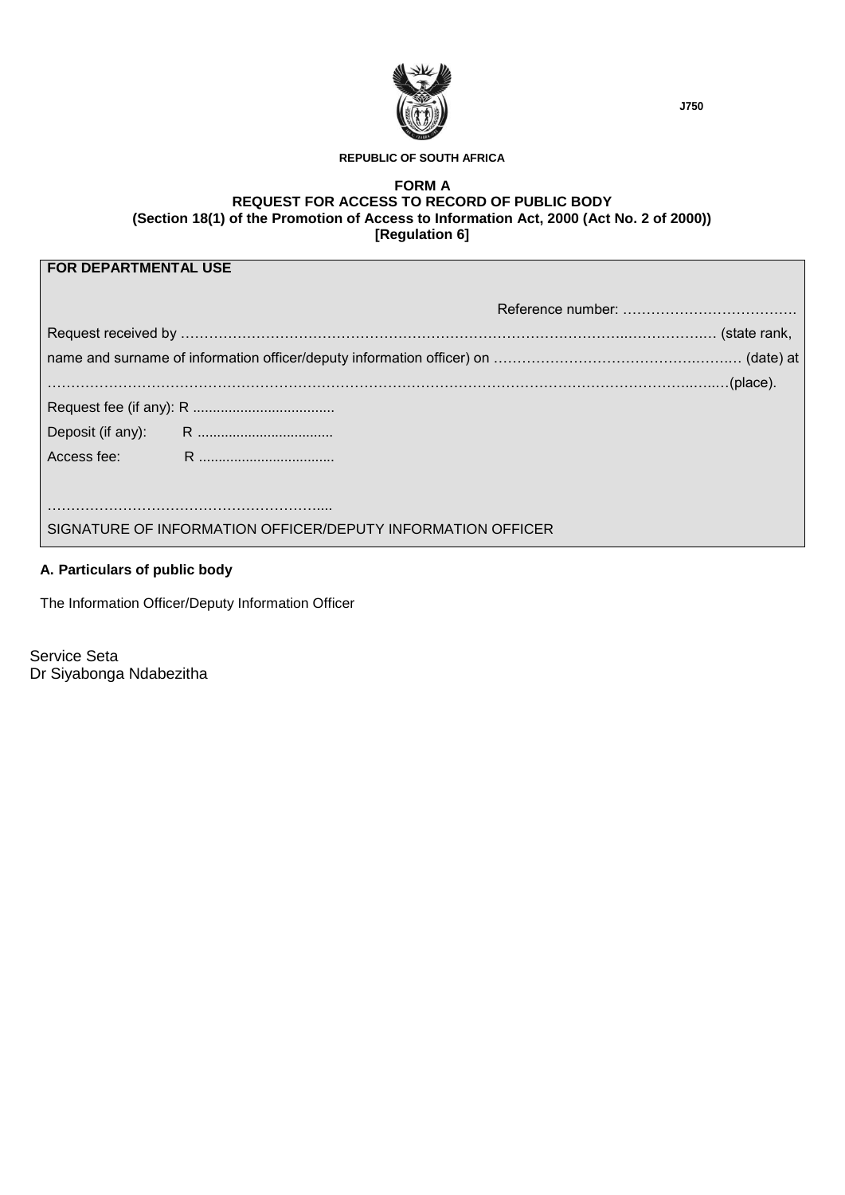J750

REPUBLIC OF SOUTH AFRICA

**FORM A**
**REQUEST FOR ACCESS TO RECORD OF PUBLIC BODY**
**(Section 18(1) of the Promotion of Access to Information Act, 2000 (Act No. 2 of 2000))**
**[Regulation 6]**

| **FOR DEPARTMENTAL USE** |
|---|
| Reference number: ………………………………. |
| Request received by ……………………………………………………………………………..………………. (state rank, name and surname of information officer/deputy information officer) on …………………………………………… (date) at ……………………………………………………………………………………………………………………..…..(place). |
| Request fee (if any): R ................................... |
| Deposit (if any): R .................................. |
| Access fee: R .................................. |
| …………………………………………………..... |
| SIGNATURE OF INFORMATION OFFICER/DEPUTY INFORMATION OFFICER |

**A. Particulars of public body**

The Information Officer/Deputy Information Officer

Service Seta
Dr Siyabonga Ndabezitha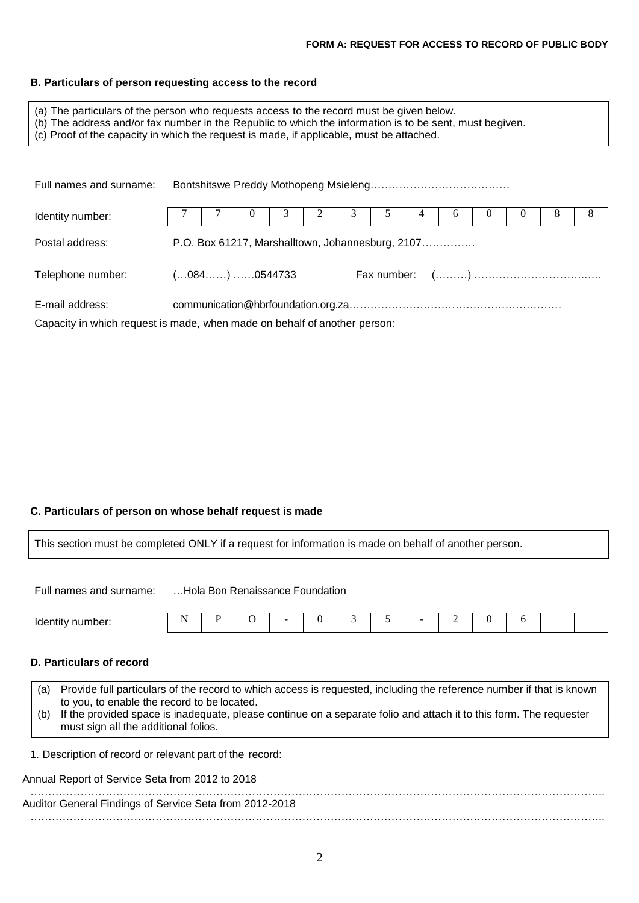**FORM A: REQUEST FOR ACCESS TO RECORD OF PUBLIC BODY**

### B. Particulars of person requesting access to the record

(a) The particulars of the person who requests access to the record must be given below.
(b) The address and/or fax number in the Republic to which the information is to be sent, must begiven.
(c) Proof of the capacity in which the request is made, if applicable, must be attached.

Full names and surname: Bontshitswe Preddy Mothopeng Msieleng…………………………………

Identity number:

| 7 | 7 | 0 | 3 | 2 | 3 | 5 | 4 | 6 | 0 | 0 | 8 | 8 |
|---|---|---|---|---|---|---|---|---|---|---|---|---|

Postal address: P.O. Box 61217, Marshalltown, Johannesburg, 2107……………

Telephone number: (…084……) ……0544733 Fax number: (………) ……………………………..…..

E-mail address: communication@hbrfoundation.org.za……………………………………………………

Capacity in which request is made, when made on behalf of another person:

### C. Particulars of person on whose behalf request is made

This section must be completed ONLY if a request for information is made on behalf of another person.

Full names and surname: …Hola Bon Renaissance Foundation

Identity number:

| N | P | O | - | 0 | 3 | 5 | - | 2 | 0 | 6 | | |
|---|---|---|---|---|---|---|---|---|---|---|---|---|

### D. Particulars of record

(a) Provide full particulars of the record to which access is requested, including the reference number if that is known to you, to enable the record to be located.
(b) If the provided space is inadequate, please continue on a separate folio and attach it to this form. The requester must sign all the additional folios.

1. Description of record or relevant part of the record:

Annual Report of Service Seta from 2012 to 2018
………………………………………………………………………………………………………………………………………..
Auditor General Findings of Service Seta from 2012-2018
………………………………………………………………………………………………………………………………………..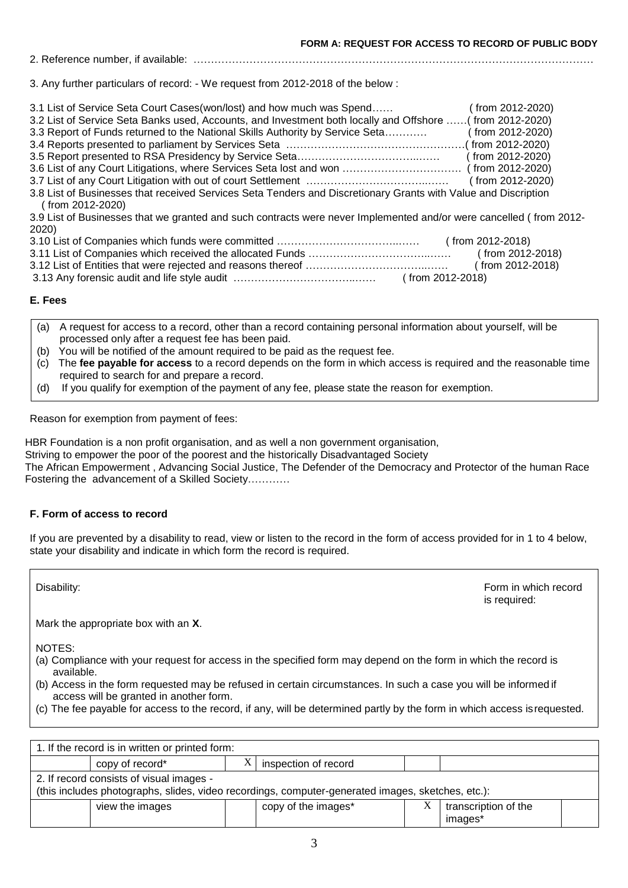**FORM A: REQUEST FOR ACCESS TO RECORD OF PUBLIC BODY**

2. Reference number, if available: ……………………………………………………………………………………………………

3. Any further particulars of record: - We request from 2012-2018 of the below :

3.1 List of Service Seta Court Cases(won/lost) and how much was Spend…… ( from 2012-2020)
3.2 List of Service Seta Banks used, Accounts, and Investment both locally and Offshore ……( from 2012-2020)
3.3 Report of Funds returned to the National Skills Authority by Service Seta………… ( from 2012-2020)
3.4 Reports presented to parliament by Services Seta ……………………………………………( from 2012-2020)
3.5 Report presented to RSA Presidency by Service Seta………………………………..…… ( from 2012-2020)
3.6 List of any Court Litigations, where Services Seta lost and won ……………………………. ( from 2012-2020)
3.7 List of any Court Litigation with out of court Settlement ………………………………..…… ( from 2012-2020)
3.8 List of Businesses that received Services Seta Tenders and Discretionary Grants with Value and Discription ( from 2012-2020)
3.9 List of Businesses that we granted and such contracts were never Implemented and/or were cancelled ( from 2012-2020)
3.10 List of Companies which funds were committed ………………………………..…… ( from 2012-2018)
3.11 List of Companies which received the allocated Funds ………………………………..…… ( from 2012-2018)
3.12 List of Entities that were rejected and reasons thereof ………………………………..…… ( from 2012-2018)
3.13 Any forensic audit and life style audit ………………………………..…… ( from 2012-2018)

### E. Fees

(a) A request for access to a record, other than a record containing personal information about yourself, will be processed only after a request fee has been paid.
(b) You will be notified of the amount required to be paid as the request fee.
(c) The **fee payable for access** to a record depends on the form in which access is required and the reasonable time required to search for and prepare a record.
(d) If you qualify for exemption of the payment of any fee, please state the reason for exemption.

Reason for exemption from payment of fees:

HBR Foundation is a non profit organisation, and as well a non government organisation,
Striving to empower the poor of the poorest and the historically Disadvantaged Society
The African Empowerment , Advancing Social Justice, The Defender of the Democracy and Protector of the human Race
Fostering the advancement of a Skilled Society…………

### F. Form of access to record

If you are prevented by a disability to read, view or listen to the record in the form of access provided for in 1 to 4 below, state your disability and indicate in which form the record is required.

Disability: Form in which record is required:

Mark the appropriate box with an **X**.

NOTES:
(a) Compliance with your request for access in the specified form may depend on the form in which the record is available.
(b) Access in the form requested may be refused in certain circumstances. In such a case you will be informed if access will be granted in another form.
(c) The fee payable for access to the record, if any, will be determined partly by the form in which access is requested.

| 1. If the record is in written or printed form: | | | | | | |
|---|---|---|---|---|---|---|
| | copy of record* | X | inspection of record | | | |
| 2. If record consists of visual images - (this includes photographs, slides, video recordings, computer-generated images, sketches, etc.): | | | | | | |
| | view the images | | copy of the images* | X | transcription of the images* | |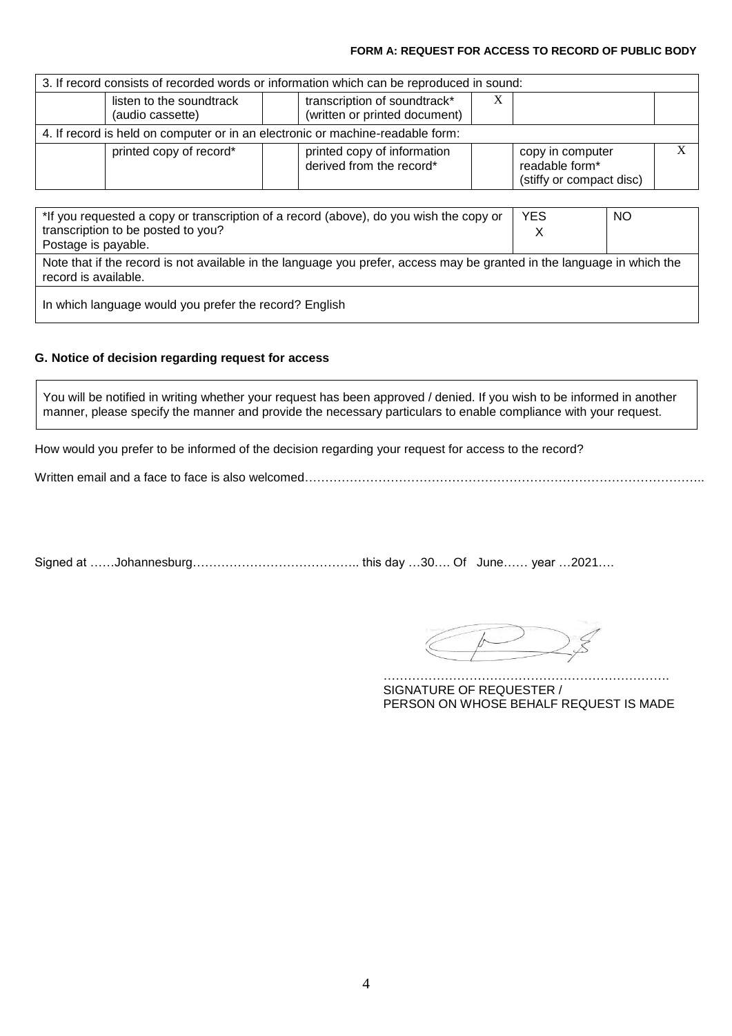| | | | | | |
|---|---|---|---|---|---|
| 3. If record consists of recorded words or information which can be reproduced in sound: | | | | | |
| | listen to the soundtrack (audio cassette) | | transcription of soundtrack* (written or printed document) | X | | |
| 4. If record is held on computer or in an electronic or machine-readable form: | | | | | |
| | printed copy of record* | | printed copy of information derived from the record* | | copy in computer readable form* (stiffy or compact disc) | X |

| | | |
|---|---|---|
| *If you requested a copy or transcription of a record (above), do you wish the copy or transcription to be posted to you? Postage is payable. | YES X | NO |
| Note that if the record is not available in the language you prefer, access may be granted in the language in which the record is available. | | |
| In which language would you prefer the record? English | | |

**G. Notice of decision regarding request for access**

You will be notified in writing whether your request has been approved / denied. If you wish to be informed in another manner, please specify the manner and provide the necessary particulars to enable compliance with your request.

How would you prefer to be informed of the decision regarding your request for access to the record?

Written email and a face to face is also welcomed……………………………………………………………………………………..

Signed at ……Johannesburg………………………………….. this day …30…. Of June…… year …2021….

…………………………………………………………….
SIGNATURE OF REQUESTER /
PERSON ON WHOSE BEHALF REQUEST IS MADE